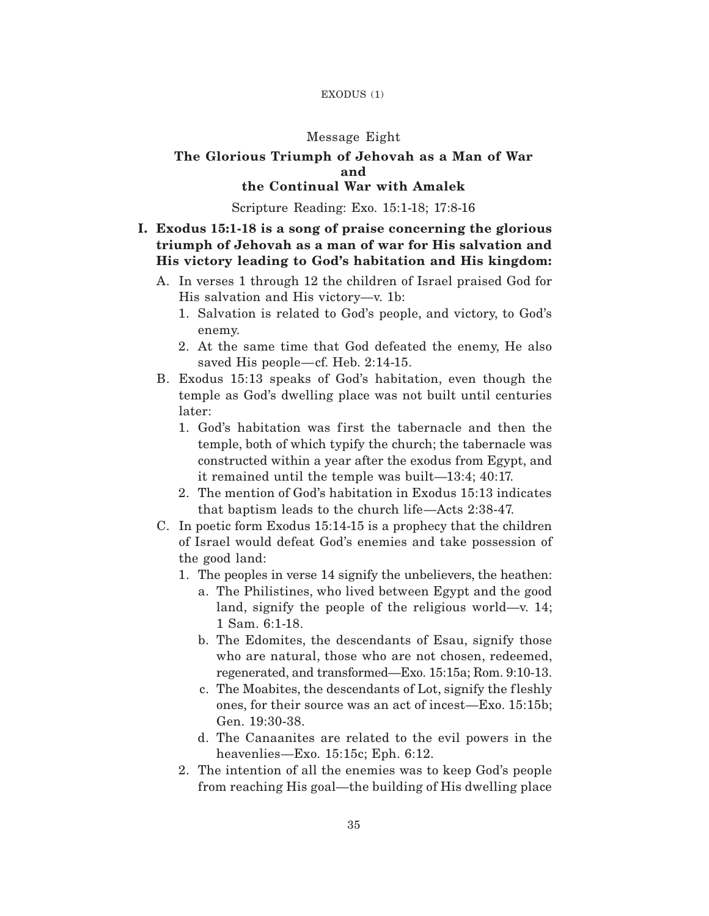## Message Eight

### The Glorious Triumph of Jehovah as a Man of War and the Continual War with Amalek

Scripture Reading: Exo. 15:1-18; 17:8-16

**I. Exodus 15:1-18 is a song of praise concerning the glorious triumph of Jehovah as a man of war for His salvation and His victory leading to God's habitation and His kingdom:**

A. In verses 1 through 12 the children of Israel praised God for His salvation and His victory—v. 1b:

1. Salvation is related to God's people, and victory, to God's enemy.
2. At the same time that God defeated the enemy, He also saved His people—cf. Heb. 2:14-15.

B. Exodus 15:13 speaks of God's habitation, even though the temple as God's dwelling place was not built until centuries later:

1. God's habitation was first the tabernacle and then the temple, both of which typify the church; the tabernacle was constructed within a year after the exodus from Egypt, and it remained until the temple was built—13:4; 40:17.
2. The mention of God's habitation in Exodus 15:13 indicates that baptism leads to the church life—Acts 2:38-47.

C. In poetic form Exodus 15:14-15 is a prophecy that the children of Israel would defeat God's enemies and take possession of the good land:

1. The peoples in verse 14 signify the unbelievers, the heathen:
   a. The Philistines, who lived between Egypt and the good land, signify the people of the religious world—v. 14; 1 Sam. 6:1-18.
   b. The Edomites, the descendants of Esau, signify those who are natural, those who are not chosen, redeemed, regenerated, and transformed—Exo. 15:15a; Rom. 9:10-13.
   c. The Moabites, the descendants of Lot, signify the fleshly ones, for their source was an act of incest—Exo. 15:15b; Gen. 19:30-38.
   d. The Canaanites are related to the evil powers in the heavenlies—Exo. 15:15c; Eph. 6:12.
2. The intention of all the enemies was to keep God's people from reaching His goal—the building of His dwelling place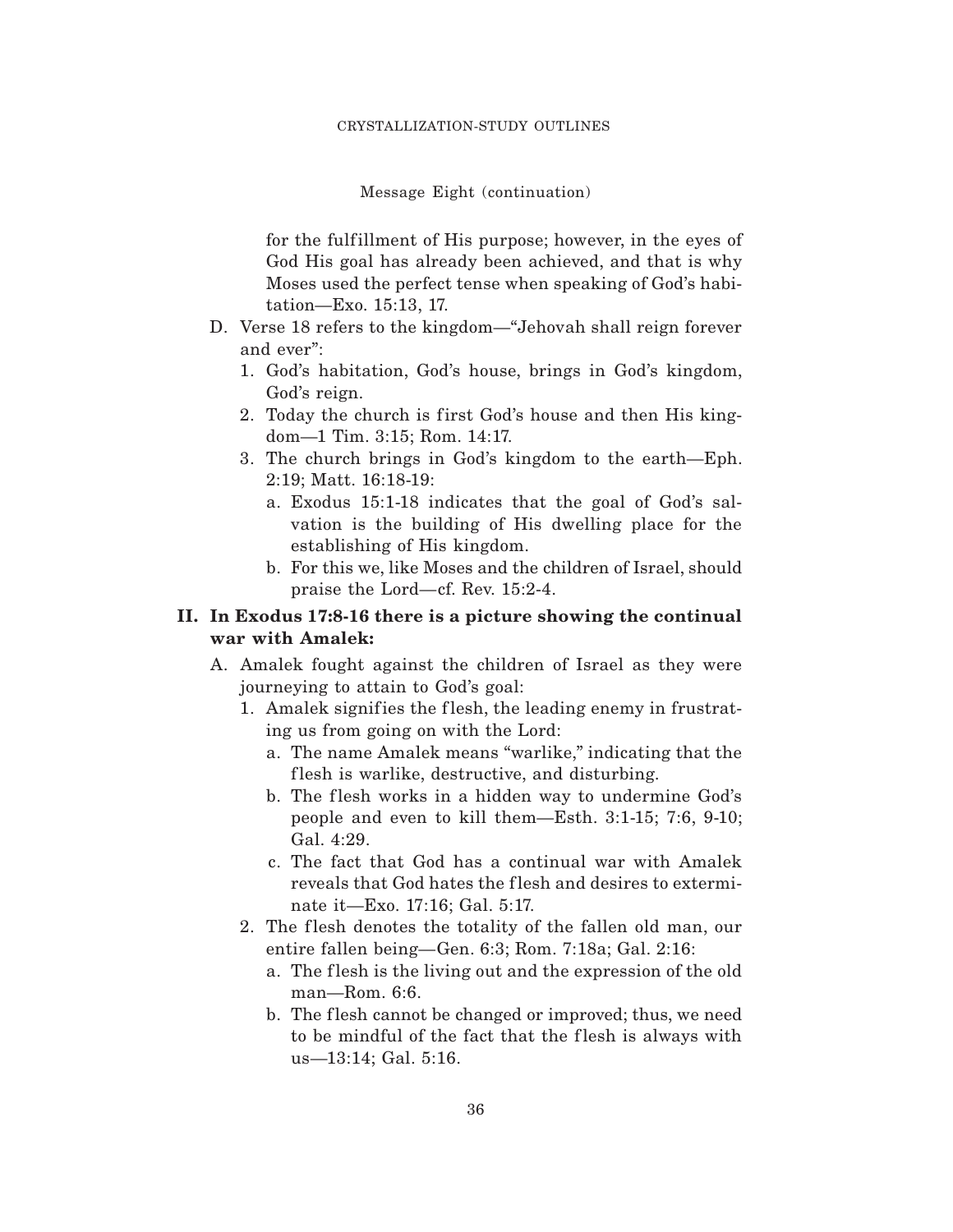Message Eight (continuation)

for the fulfillment of His purpose; however, in the eyes of God His goal has already been achieved, and that is why Moses used the perfect tense when speaking of God's habitation—Exo. 15:13, 17.

- D. Verse 18 refers to the kingdom—"Jehovah shall reign forever and ever":
  1. God's habitation, God's house, brings in God's kingdom, God's reign.
  2. Today the church is first God's house and then His kingdom—1 Tim. 3:15; Rom. 14:17.
  3. The church brings in God's kingdom to the earth—Eph. 2:19; Matt. 16:18-19:
     - a. Exodus 15:1-18 indicates that the goal of God's salvation is the building of His dwelling place for the establishing of His kingdom.
     - b. For this we, like Moses and the children of Israel, should praise the Lord—cf. Rev. 15:2-4.

## II. In Exodus 17:8-16 there is a picture showing the continual war with Amalek:

- A. Amalek fought against the children of Israel as they were journeying to attain to God's goal:
  1. Amalek signifies the flesh, the leading enemy in frustrating us from going on with the Lord:
     - a. The name Amalek means "warlike," indicating that the flesh is warlike, destructive, and disturbing.
     - b. The flesh works in a hidden way to undermine God's people and even to kill them—Esth. 3:1-15; 7:6, 9-10; Gal. 4:29.
     - c. The fact that God has a continual war with Amalek reveals that God hates the flesh and desires to exterminate it—Exo. 17:16; Gal. 5:17.
  2. The flesh denotes the totality of the fallen old man, our entire fallen being—Gen. 6:3; Rom. 7:18a; Gal. 2:16:
     - a. The flesh is the living out and the expression of the old man—Rom. 6:6.
     - b. The flesh cannot be changed or improved; thus, we need to be mindful of the fact that the flesh is always with us—13:14; Gal. 5:16.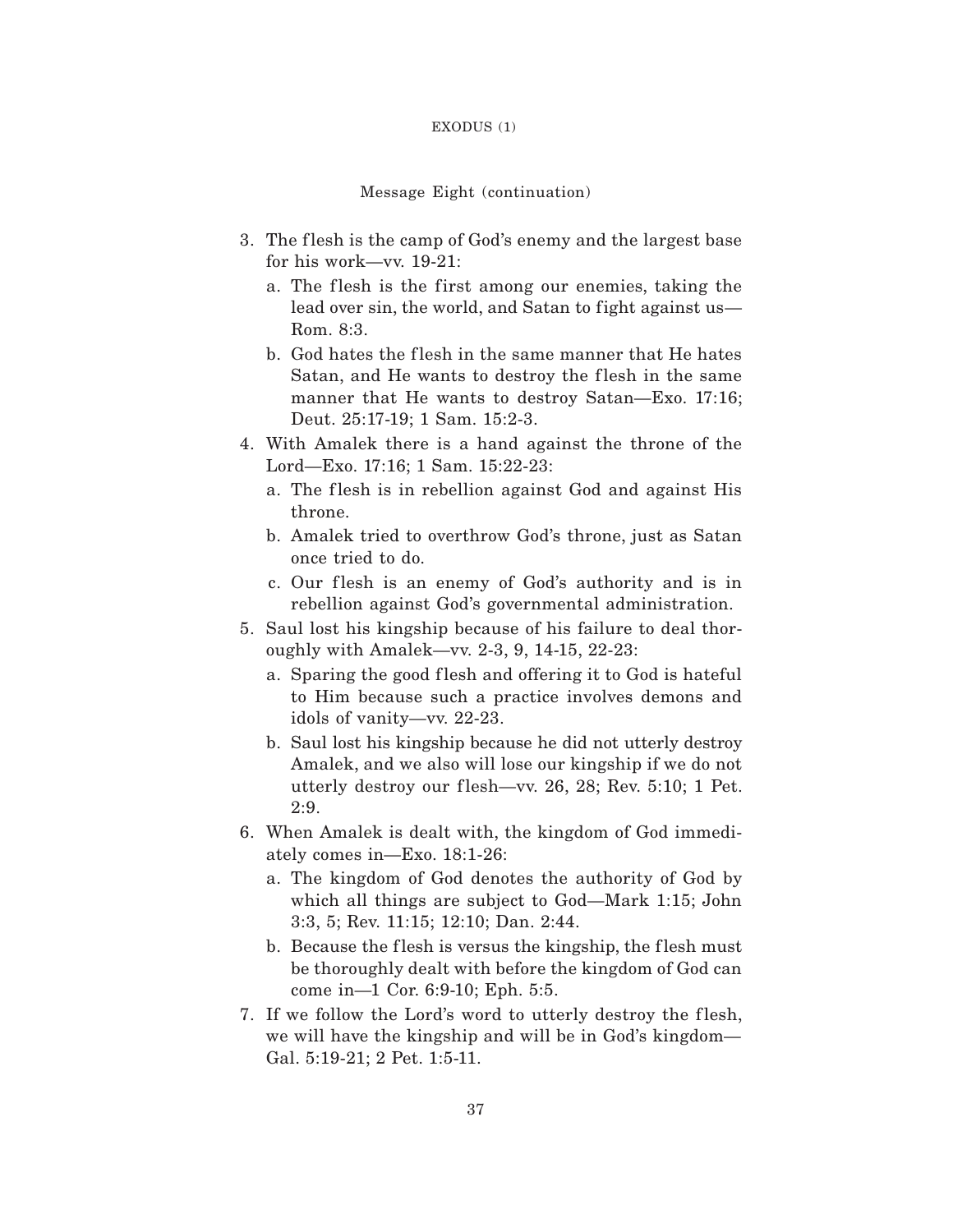Message Eight (continuation)

3. The flesh is the camp of God's enemy and the largest base for his work—vv. 19-21:
   a. The flesh is the first among our enemies, taking the lead over sin, the world, and Satan to fight against us—Rom. 8:3.
   b. God hates the flesh in the same manner that He hates Satan, and He wants to destroy the flesh in the same manner that He wants to destroy Satan—Exo. 17:16; Deut. 25:17-19; 1 Sam. 15:2-3.
4. With Amalek there is a hand against the throne of the Lord—Exo. 17:16; 1 Sam. 15:22-23:
   a. The flesh is in rebellion against God and against His throne.
   b. Amalek tried to overthrow God's throne, just as Satan once tried to do.
   c. Our flesh is an enemy of God's authority and is in rebellion against God's governmental administration.
5. Saul lost his kingship because of his failure to deal thoroughly with Amalek—vv. 2-3, 9, 14-15, 22-23:
   a. Sparing the good flesh and offering it to God is hateful to Him because such a practice involves demons and idols of vanity—vv. 22-23.
   b. Saul lost his kingship because he did not utterly destroy Amalek, and we also will lose our kingship if we do not utterly destroy our flesh—vv. 26, 28; Rev. 5:10; 1 Pet. 2:9.
6. When Amalek is dealt with, the kingdom of God immediately comes in—Exo. 18:1-26:
   a. The kingdom of God denotes the authority of God by which all things are subject to God—Mark 1:15; John 3:3, 5; Rev. 11:15; 12:10; Dan. 2:44.
   b. Because the flesh is versus the kingship, the flesh must be thoroughly dealt with before the kingdom of God can come in—1 Cor. 6:9-10; Eph. 5:5.
7. If we follow the Lord's word to utterly destroy the flesh, we will have the kingship and will be in God's kingdom—Gal. 5:19-21; 2 Pet. 1:5-11.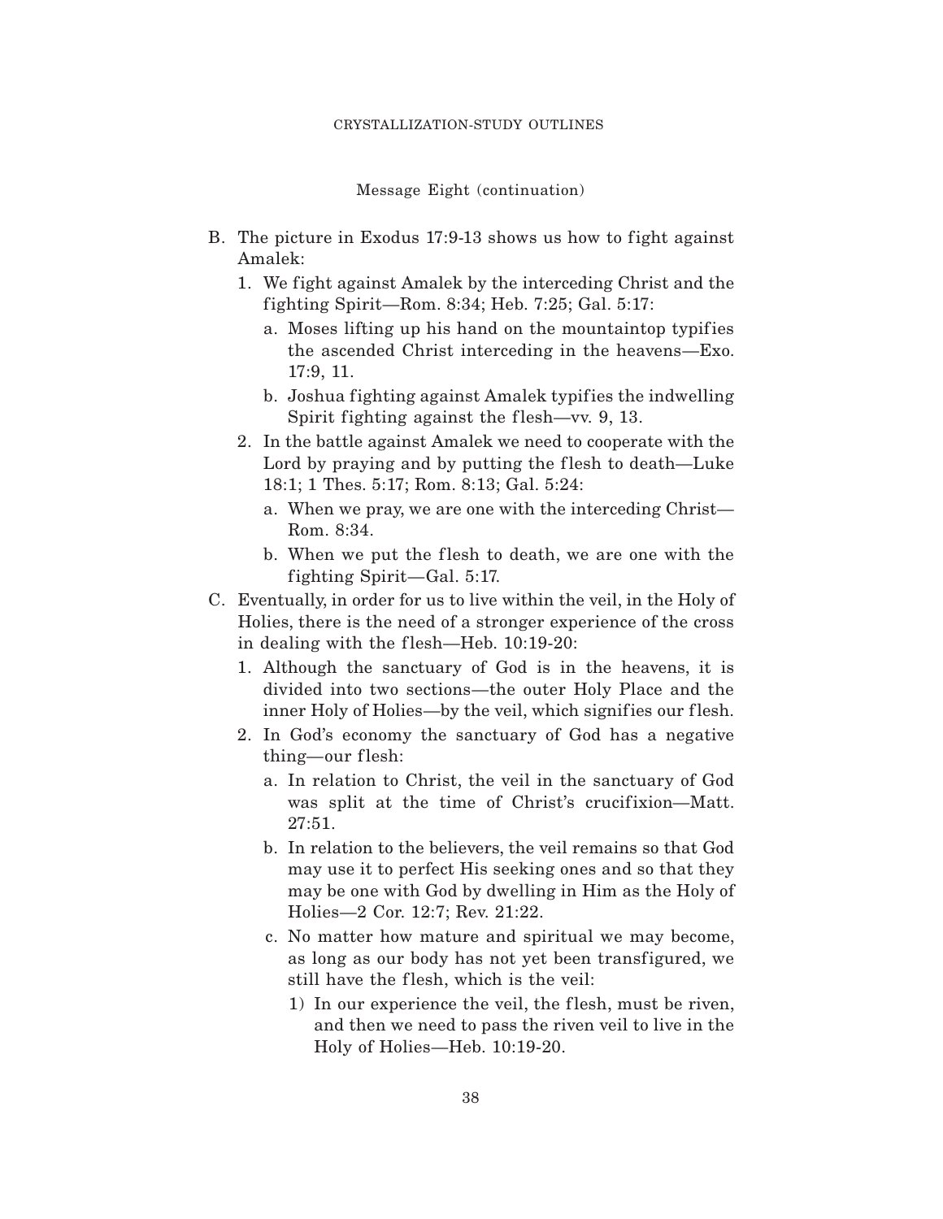Message Eight (continuation)

B. The picture in Exodus 17:9-13 shows us how to fight against Amalek:
   1. We fight against Amalek by the interceding Christ and the fighting Spirit—Rom. 8:34; Heb. 7:25; Gal. 5:17:
      a. Moses lifting up his hand on the mountaintop typifies the ascended Christ interceding in the heavens—Exo. 17:9, 11.
      b. Joshua fighting against Amalek typifies the indwelling Spirit fighting against the flesh—vv. 9, 13.
   2. In the battle against Amalek we need to cooperate with the Lord by praying and by putting the flesh to death—Luke 18:1; 1 Thes. 5:17; Rom. 8:13; Gal. 5:24:
      a. When we pray, we are one with the interceding Christ—Rom. 8:34.
      b. When we put the flesh to death, we are one with the fighting Spirit—Gal. 5:17.

C. Eventually, in order for us to live within the veil, in the Holy of Holies, there is the need of a stronger experience of the cross in dealing with the flesh—Heb. 10:19-20:
   1. Although the sanctuary of God is in the heavens, it is divided into two sections—the outer Holy Place and the inner Holy of Holies—by the veil, which signifies our flesh.
   2. In God's economy the sanctuary of God has a negative thing—our flesh:
      a. In relation to Christ, the veil in the sanctuary of God was split at the time of Christ's crucifixion—Matt. 27:51.
      b. In relation to the believers, the veil remains so that God may use it to perfect His seeking ones and so that they may be one with God by dwelling in Him as the Holy of Holies—2 Cor. 12:7; Rev. 21:22.
      c. No matter how mature and spiritual we may become, as long as our body has not yet been transfigured, we still have the flesh, which is the veil:
         1) In our experience the veil, the flesh, must be riven, and then we need to pass the riven veil to live in the Holy of Holies—Heb. 10:19-20.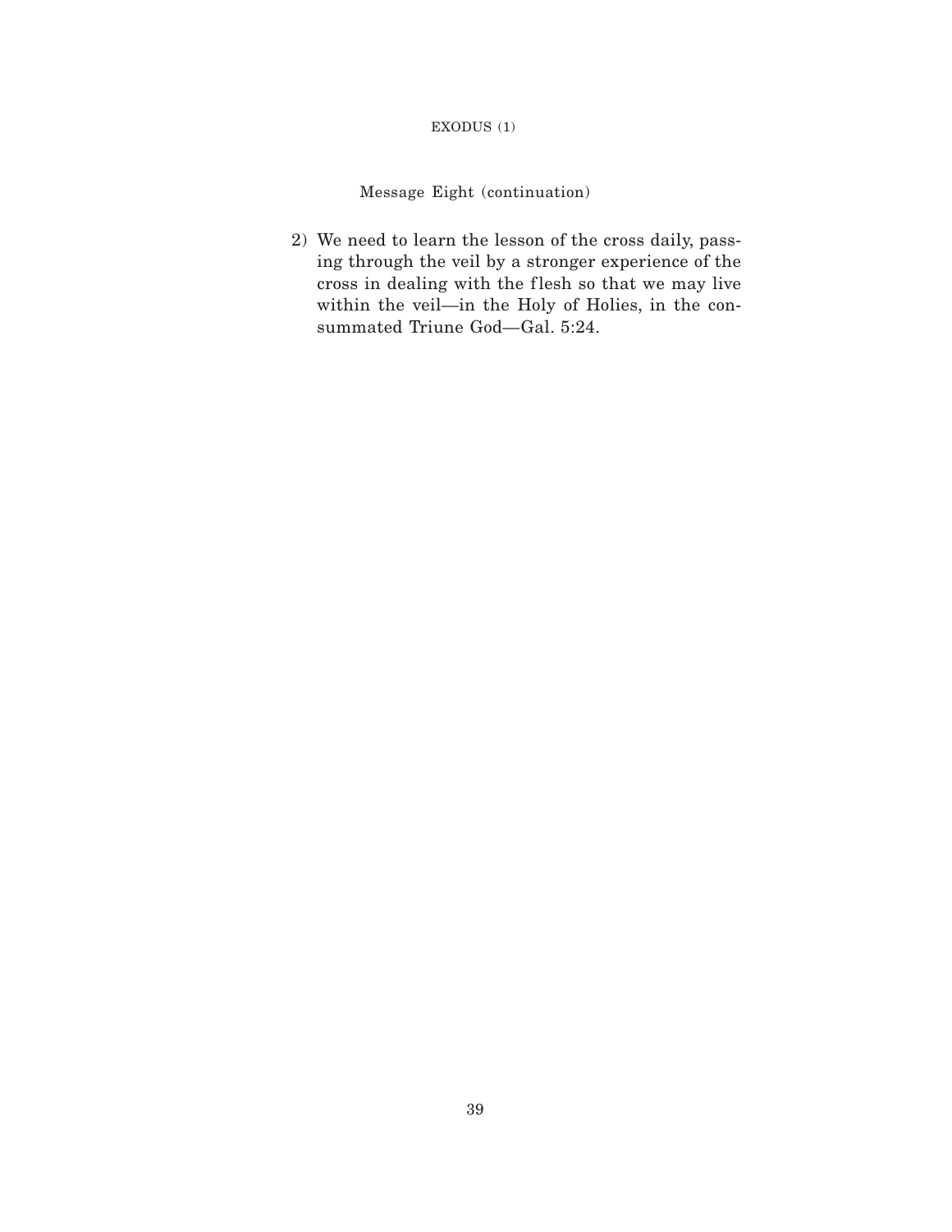Message Eight (continuation)

2) We need to learn the lesson of the cross daily, passing through the veil by a stronger experience of the cross in dealing with the flesh so that we may live within the veil—in the Holy of Holies, in the consummated Triune God—Gal. 5:24.